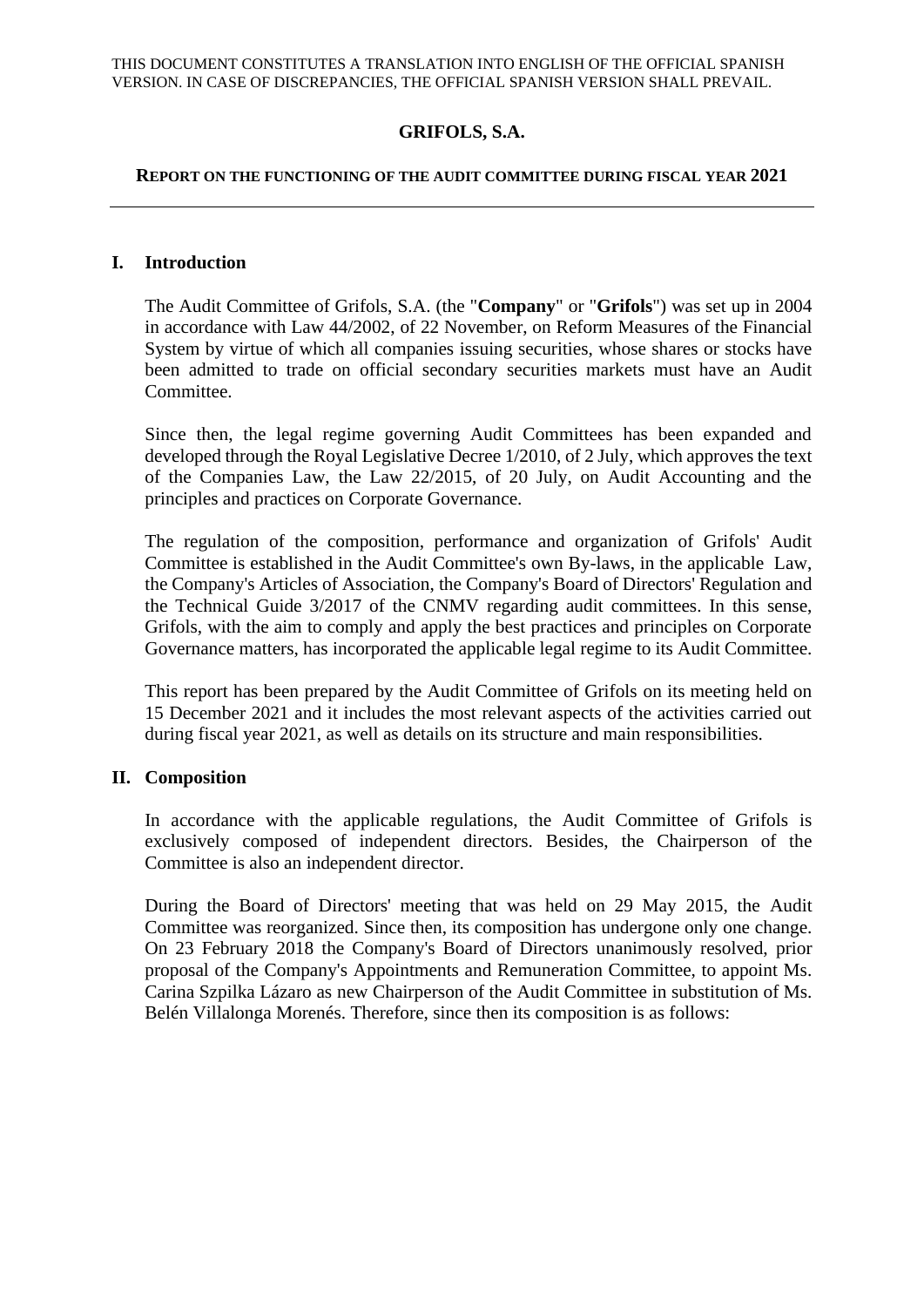THIS DOCUMENT CONSTITUTES A TRANSLATION INTO ENGLISH OF THE OFFICIAL SPANISH VERSION. IN CASE OF DISCREPANCIES, THE OFFICIAL SPANISH VERSION SHALL PREVAIL.

# GRIFOLS, S.A.

## REPORT ON THE FUNCTIONING OF THE AUDIT COMMITTEE DURING FISCAL YEAR 2021

---

## I. Introduction

The Audit Committee of Grifols, S.A. (the "**Company**" or "**Grifols**") was set up in 2004 in accordance with Law 44/2002, of 22 November, on Reform Measures of the Financial System by virtue of which all companies issuing securities, whose shares or stocks have been admitted to trade on official secondary securities markets must have an Audit Committee.

Since then, the legal regime governing Audit Committees has been expanded and developed through the Royal Legislative Decree 1/2010, of 2 July, which approves the text of the Companies Law, the Law 22/2015, of 20 July, on Audit Accounting and the principles and practices on Corporate Governance.

The regulation of the composition, performance and organization of Grifols' Audit Committee is established in the Audit Committee's own By-laws, in the applicable Law, the Company's Articles of Association, the Company's Board of Directors' Regulation and the Technical Guide 3/2017 of the CNMV regarding audit committees. In this sense, Grifols, with the aim to comply and apply the best practices and principles on Corporate Governance matters, has incorporated the applicable legal regime to its Audit Committee.

This report has been prepared by the Audit Committee of Grifols on its meeting held on 15 December 2021 and it includes the most relevant aspects of the activities carried out during fiscal year 2021, as well as details on its structure and main responsibilities.

## II. Composition

In accordance with the applicable regulations, the Audit Committee of Grifols is exclusively composed of independent directors. Besides, the Chairperson of the Committee is also an independent director.

During the Board of Directors' meeting that was held on 29 May 2015, the Audit Committee was reorganized. Since then, its composition has undergone only one change. On 23 February 2018 the Company's Board of Directors unanimously resolved, prior proposal of the Company's Appointments and Remuneration Committee, to appoint Ms. Carina Szpilka Lázaro as new Chairperson of the Audit Committee in substitution of Ms. Belén Villalonga Morenés. Therefore, since then its composition is as follows: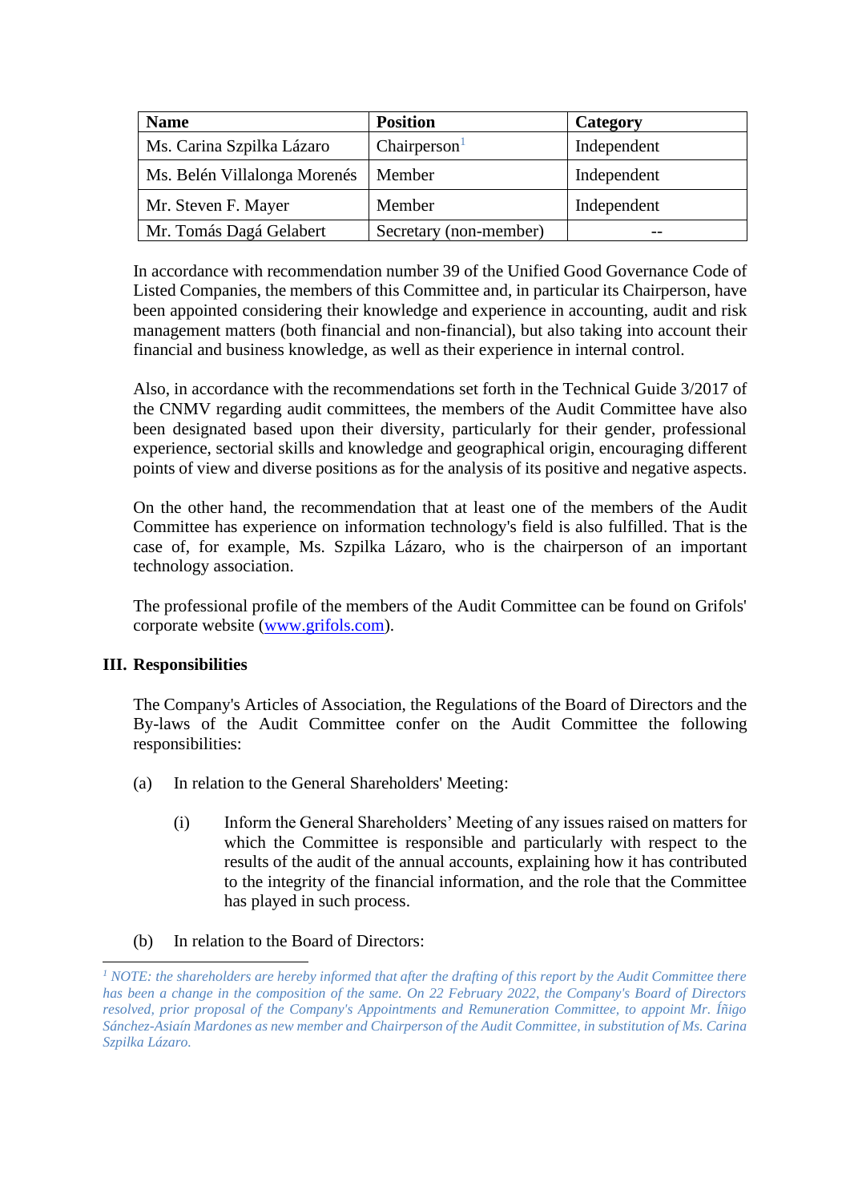| Name | Position | Category |
| --- | --- | --- |
| Ms. Carina Szpilka Lázaro | Chairperson[1] | Independent |
| Ms. Belén Villalonga Morenés | Member | Independent |
| Mr. Steven F. Mayer | Member | Independent |
| Mr. Tomás Dagá Gelabert | Secretary (non-member) | -- |

In accordance with recommendation number 39 of the Unified Good Governance Code of Listed Companies, the members of this Committee and, in particular its Chairperson, have been appointed considering their knowledge and experience in accounting, audit and risk management matters (both financial and non-financial), but also taking into account their financial and business knowledge, as well as their experience in internal control.

Also, in accordance with the recommendations set forth in the Technical Guide 3/2017 of the CNMV regarding audit committees, the members of the Audit Committee have also been designated based upon their diversity, particularly for their gender, professional experience, sectorial skills and knowledge and geographical origin, encouraging different points of view and diverse positions as for the analysis of its positive and negative aspects.

On the other hand, the recommendation that at least one of the members of the Audit Committee has experience on information technology's field is also fulfilled. That is the case of, for example, Ms. Szpilka Lázaro, who is the chairperson of an important technology association.

The professional profile of the members of the Audit Committee can be found on Grifols' corporate website ([www.grifols.com](www.grifols.com)).

## III. Responsibilities

The Company's Articles of Association, the Regulations of the Board of Directors and the By-laws of the Audit Committee confer on the Audit Committee the following responsibilities:

(a) In relation to the General Shareholders' Meeting:

(i) Inform the General Shareholders' Meeting of any issues raised on matters for which the Committee is responsible and particularly with respect to the results of the audit of the annual accounts, explaining how it has contributed to the integrity of the financial information, and the role that the Committee has played in such process.

(b) In relation to the Board of Directors:

---

[1] *NOTE: the shareholders are hereby informed that after the drafting of this report by the Audit Committee there has been a change in the composition of the same. On 22 February 2022, the Company's Board of Directors resolved, prior proposal of the Company's Appointments and Remuneration Committee, to appoint Mr. Íñigo Sánchez-Asiaín Mardones as new member and Chairperson of the Audit Committee, in substitution of Ms. Carina Szpilka Lázaro.*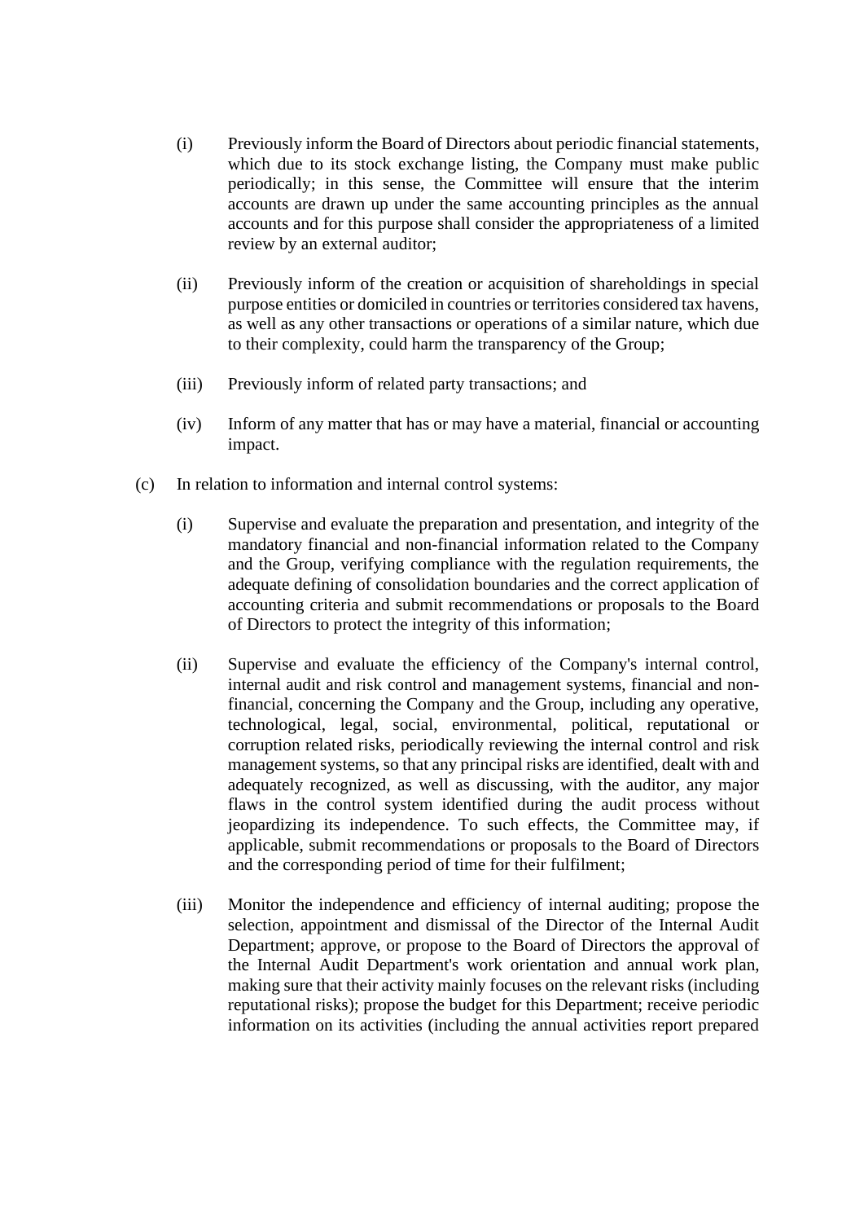(i) Previously inform the Board of Directors about periodic financial statements, which due to its stock exchange listing, the Company must make public periodically; in this sense, the Committee will ensure that the interim accounts are drawn up under the same accounting principles as the annual accounts and for this purpose shall consider the appropriateness of a limited review by an external auditor;

(ii) Previously inform of the creation or acquisition of shareholdings in special purpose entities or domiciled in countries or territories considered tax havens, as well as any other transactions or operations of a similar nature, which due to their complexity, could harm the transparency of the Group;

(iii) Previously inform of related party transactions; and

(iv) Inform of any matter that has or may have a material, financial or accounting impact.

(c) In relation to information and internal control systems:

(i) Supervise and evaluate the preparation and presentation, and integrity of the mandatory financial and non-financial information related to the Company and the Group, verifying compliance with the regulation requirements, the adequate defining of consolidation boundaries and the correct application of accounting criteria and submit recommendations or proposals to the Board of Directors to protect the integrity of this information;

(ii) Supervise and evaluate the efficiency of the Company's internal control, internal audit and risk control and management systems, financial and non-financial, concerning the Company and the Group, including any operative, technological, legal, social, environmental, political, reputational or corruption related risks, periodically reviewing the internal control and risk management systems, so that any principal risks are identified, dealt with and adequately recognized, as well as discussing, with the auditor, any major flaws in the control system identified during the audit process without jeopardizing its independence. To such effects, the Committee may, if applicable, submit recommendations or proposals to the Board of Directors and the corresponding period of time for their fulfilment;

(iii) Monitor the independence and efficiency of internal auditing; propose the selection, appointment and dismissal of the Director of the Internal Audit Department; approve, or propose to the Board of Directors the approval of the Internal Audit Department's work orientation and annual work plan, making sure that their activity mainly focuses on the relevant risks (including reputational risks); propose the budget for this Department; receive periodic information on its activities (including the annual activities report prepared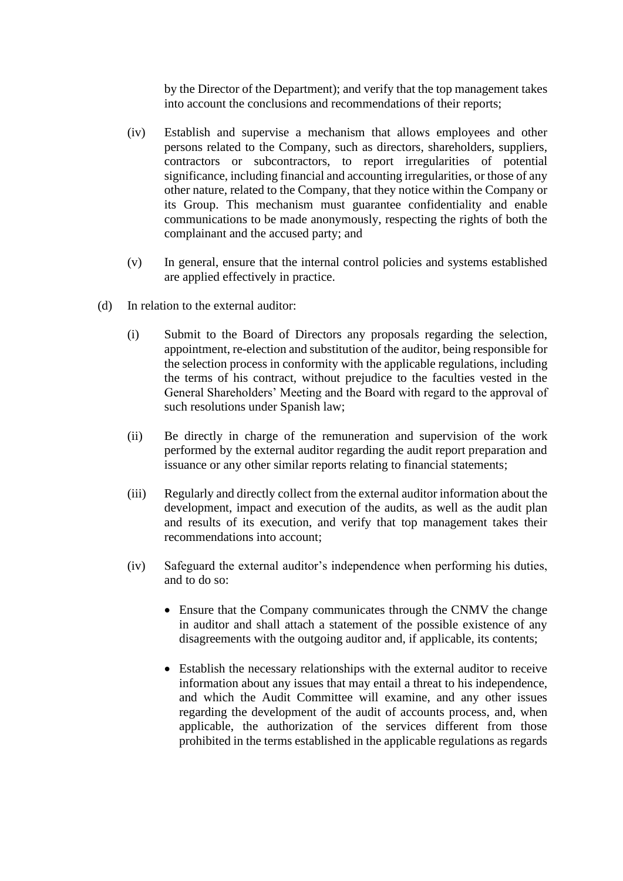by the Director of the Department); and verify that the top management takes into account the conclusions and recommendations of their reports;

(iv) Establish and supervise a mechanism that allows employees and other persons related to the Company, such as directors, shareholders, suppliers, contractors or subcontractors, to report irregularities of potential significance, including financial and accounting irregularities, or those of any other nature, related to the Company, that they notice within the Company or its Group. This mechanism must guarantee confidentiality and enable communications to be made anonymously, respecting the rights of both the complainant and the accused party; and

(v) In general, ensure that the internal control policies and systems established are applied effectively in practice.

(d) In relation to the external auditor:

(i) Submit to the Board of Directors any proposals regarding the selection, appointment, re-election and substitution of the auditor, being responsible for the selection process in conformity with the applicable regulations, including the terms of his contract, without prejudice to the faculties vested in the General Shareholders' Meeting and the Board with regard to the approval of such resolutions under Spanish law;

(ii) Be directly in charge of the remuneration and supervision of the work performed by the external auditor regarding the audit report preparation and issuance or any other similar reports relating to financial statements;

(iii) Regularly and directly collect from the external auditor information about the development, impact and execution of the audits, as well as the audit plan and results of its execution, and verify that top management takes their recommendations into account;

(iv) Safeguard the external auditor's independence when performing his duties, and to do so:

- Ensure that the Company communicates through the CNMV the change in auditor and shall attach a statement of the possible existence of any disagreements with the outgoing auditor and, if applicable, its contents;

- Establish the necessary relationships with the external auditor to receive information about any issues that may entail a threat to his independence, and which the Audit Committee will examine, and any other issues regarding the development of the audit of accounts process, and, when applicable, the authorization of the services different from those prohibited in the terms established in the applicable regulations as regards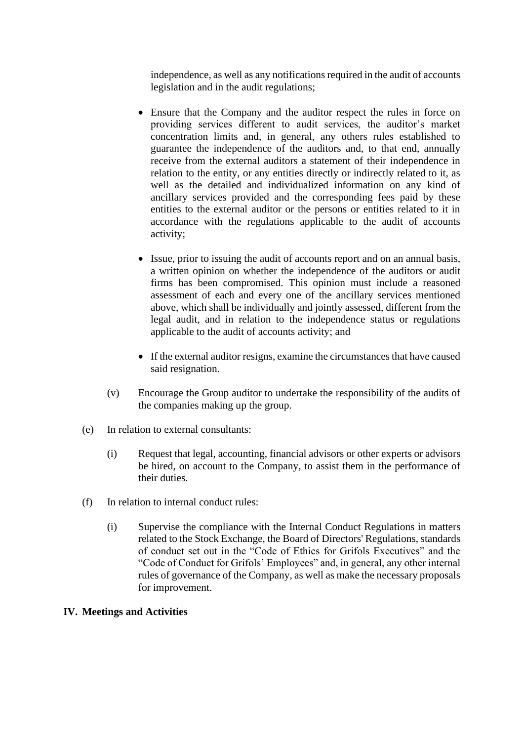independence, as well as any notifications required in the audit of accounts legislation and in the audit regulations;

- Ensure that the Company and the auditor respect the rules in force on providing services different to audit services, the auditor's market concentration limits and, in general, any others rules established to guarantee the independence of the auditors and, to that end, annually receive from the external auditors a statement of their independence in relation to the entity, or any entities directly or indirectly related to it, as well as the detailed and individualized information on any kind of ancillary services provided and the corresponding fees paid by these entities to the external auditor or the persons or entities related to it in accordance with the regulations applicable to the audit of accounts activity;

- Issue, prior to issuing the audit of accounts report and on an annual basis, a written opinion on whether the independence of the auditors or audit firms has been compromised. This opinion must include a reasoned assessment of each and every one of the ancillary services mentioned above, which shall be individually and jointly assessed, different from the legal audit, and in relation to the independence status or regulations applicable to the audit of accounts activity; and

- If the external auditor resigns, examine the circumstances that have caused said resignation.

(v) Encourage the Group auditor to undertake the responsibility of the audits of the companies making up the group.

(e) In relation to external consultants:

(i) Request that legal, accounting, financial advisors or other experts or advisors be hired, on account to the Company, to assist them in the performance of their duties.

(f) In relation to internal conduct rules:

(i) Supervise the compliance with the Internal Conduct Regulations in matters related to the Stock Exchange, the Board of Directors' Regulations, standards of conduct set out in the "Code of Ethics for Grifols Executives" and the "Code of Conduct for Grifols' Employees" and, in general, any other internal rules of governance of the Company, as well as make the necessary proposals for improvement.

## IV. Meetings and Activities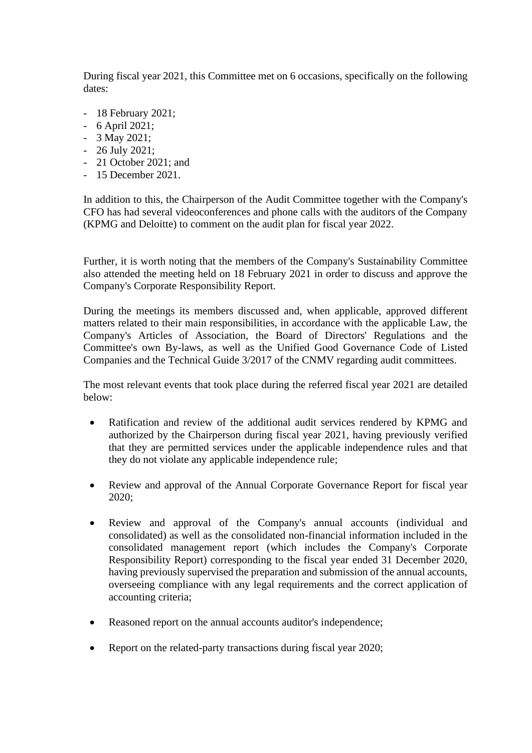During fiscal year 2021, this Committee met on 6 occasions, specifically on the following dates:

- 18 February 2021;
- 6 April 2021;
- 3 May 2021;
- 26 July 2021;
- 21 October 2021; and
- 15 December 2021.

In addition to this, the Chairperson of the Audit Committee together with the Company's CFO has had several videoconferences and phone calls with the auditors of the Company (KPMG and Deloitte) to comment on the audit plan for fiscal year 2022.

Further, it is worth noting that the members of the Company's Sustainability Committee also attended the meeting held on 18 February 2021 in order to discuss and approve the Company's Corporate Responsibility Report.

During the meetings its members discussed and, when applicable, approved different matters related to their main responsibilities, in accordance with the applicable Law, the Company's Articles of Association, the Board of Directors' Regulations and the Committee's own By-laws, as well as the Unified Good Governance Code of Listed Companies and the Technical Guide 3/2017 of the CNMV regarding audit committees.

The most relevant events that took place during the referred fiscal year 2021 are detailed below:

- Ratification and review of the additional audit services rendered by KPMG and authorized by the Chairperson during fiscal year 2021, having previously verified that they are permitted services under the applicable independence rules and that they do not violate any applicable independence rule;

- Review and approval of the Annual Corporate Governance Report for fiscal year 2020;

- Review and approval of the Company's annual accounts (individual and consolidated) as well as the consolidated non-financial information included in the consolidated management report (which includes the Company's Corporate Responsibility Report) corresponding to the fiscal year ended 31 December 2020, having previously supervised the preparation and submission of the annual accounts, overseeing compliance with any legal requirements and the correct application of accounting criteria;

- Reasoned report on the annual accounts auditor's independence;

- Report on the related-party transactions during fiscal year 2020;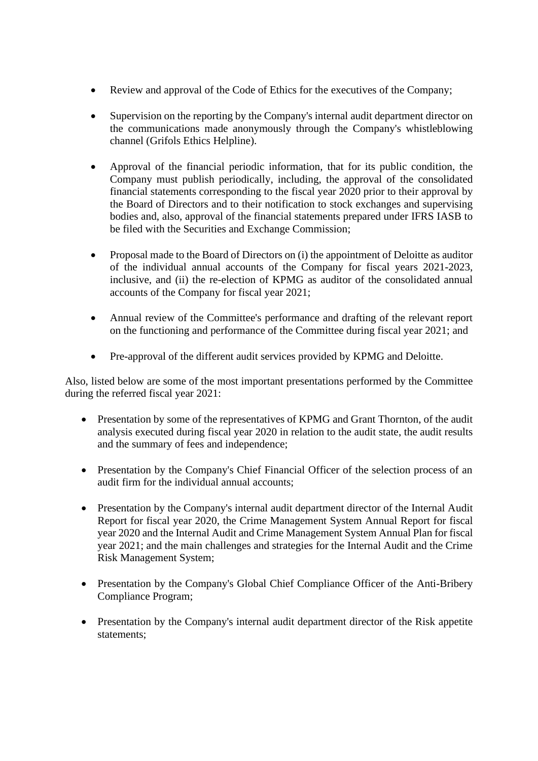- Review and approval of the Code of Ethics for the executives of the Company;

- Supervision on the reporting by the Company's internal audit department director on the communications made anonymously through the Company's whistleblowing channel (Grifols Ethics Helpline).

- Approval of the financial periodic information, that for its public condition, the Company must publish periodically, including, the approval of the consolidated financial statements corresponding to the fiscal year 2020 prior to their approval by the Board of Directors and to their notification to stock exchanges and supervising bodies and, also, approval of the financial statements prepared under IFRS IASB to be filed with the Securities and Exchange Commission;

- Proposal made to the Board of Directors on (i) the appointment of Deloitte as auditor of the individual annual accounts of the Company for fiscal years 2021-2023, inclusive, and (ii) the re-election of KPMG as auditor of the consolidated annual accounts of the Company for fiscal year 2021;

- Annual review of the Committee's performance and drafting of the relevant report on the functioning and performance of the Committee during fiscal year 2021; and

- Pre-approval of the different audit services provided by KPMG and Deloitte.

Also, listed below are some of the most important presentations performed by the Committee during the referred fiscal year 2021:

- Presentation by some of the representatives of KPMG and Grant Thornton, of the audit analysis executed during fiscal year 2020 in relation to the audit state, the audit results and the summary of fees and independence;

- Presentation by the Company's Chief Financial Officer of the selection process of an audit firm for the individual annual accounts;

- Presentation by the Company's internal audit department director of the Internal Audit Report for fiscal year 2020, the Crime Management System Annual Report for fiscal year 2020 and the Internal Audit and Crime Management System Annual Plan for fiscal year 2021; and the main challenges and strategies for the Internal Audit and the Crime Risk Management System;

- Presentation by the Company's Global Chief Compliance Officer of the Anti-Bribery Compliance Program;

- Presentation by the Company's internal audit department director of the Risk appetite statements;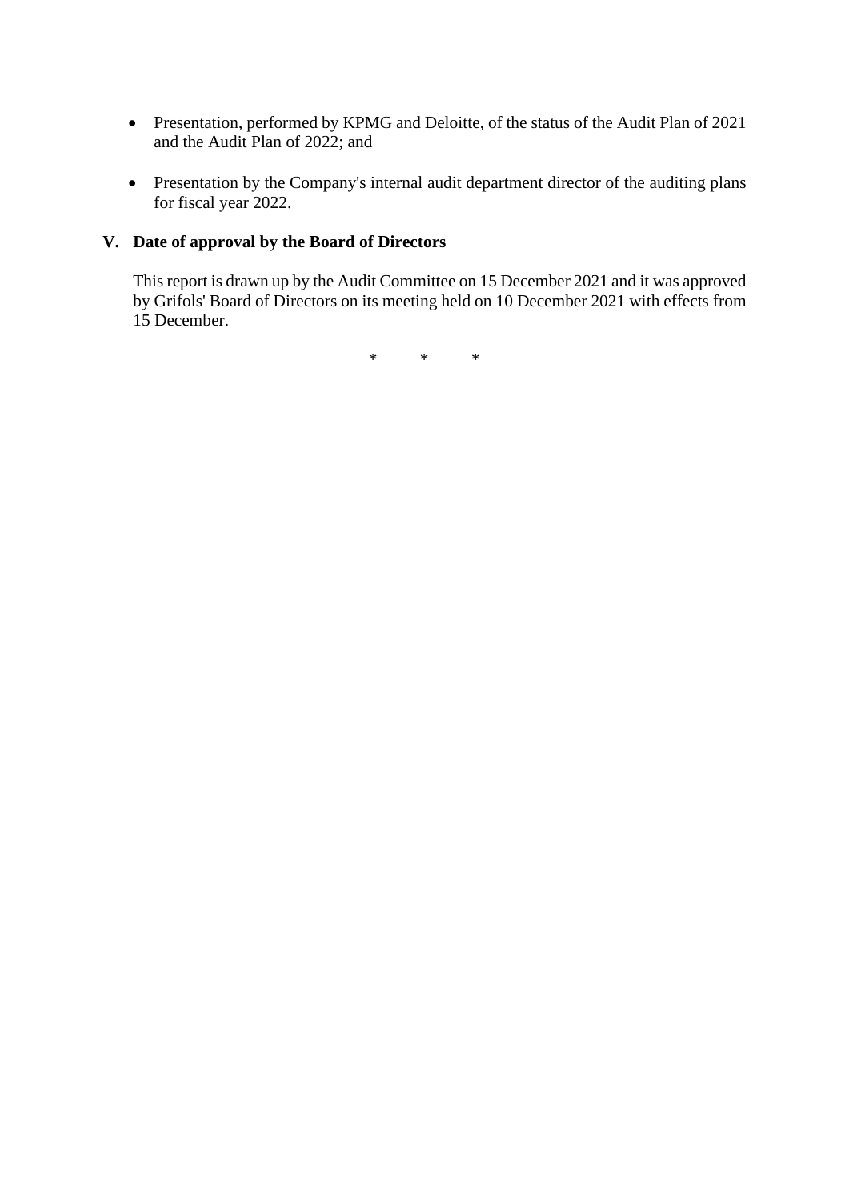- Presentation, performed by KPMG and Deloitte, of the status of the Audit Plan of 2021 and the Audit Plan of 2022; and

- Presentation by the Company's internal audit department director of the auditing plans for fiscal year 2022.

## V. Date of approval by the Board of Directors

This report is drawn up by the Audit Committee on 15 December 2021 and it was approved by Grifols' Board of Directors on its meeting held on 10 December 2021 with effects from 15 December.

\* \* \*